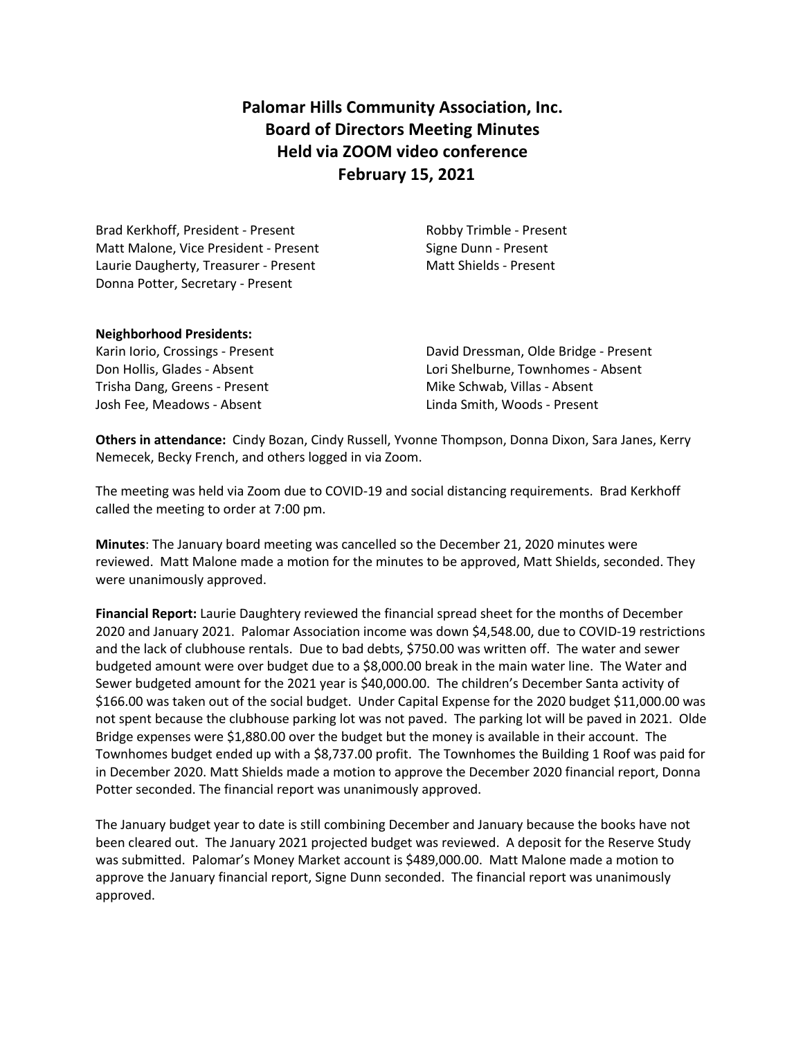# Palomar Hills Community Association, Inc.
## Board of Directors Meeting Minutes
## Held via ZOOM video conference
## February 15, 2021

Brad Kerkhoff, President - Present
Matt Malone, Vice President - Present
Laurie Daugherty, Treasurer - Present
Donna Potter, Secretary - Present
Robby Trimble - Present
Signe Dunn - Present
Matt Shields - Present

**Neighborhood Presidents:**

Karin Iorio, Crossings - Present
Don Hollis, Glades - Absent
Trisha Dang, Greens - Present
Josh Fee, Meadows - Absent
David Dressman, Olde Bridge - Present
Lori Shelburne, Townhomes - Absent
Mike Schwab, Villas - Absent
Linda Smith, Woods - Present

**Others in attendance:** Cindy Bozan, Cindy Russell, Yvonne Thompson, Donna Dixon, Sara Janes, Kerry Nemecek, Becky French, and others logged in via Zoom.

The meeting was held via Zoom due to COVID-19 and social distancing requirements. Brad Kerkhoff called the meeting to order at 7:00 pm.

**Minutes**: The January board meeting was cancelled so the December 21, 2020 minutes were reviewed. Matt Malone made a motion for the minutes to be approved, Matt Shields, seconded. They were unanimously approved.

**Financial Report:** Laurie Daughtery reviewed the financial spread sheet for the months of December 2020 and January 2021. Palomar Association income was down $4,548.00, due to COVID-19 restrictions and the lack of clubhouse rentals. Due to bad debts, $750.00 was written off. The water and sewer budgeted amount were over budget due to a $8,000.00 break in the main water line. The Water and Sewer budgeted amount for the 2021 year is $40,000.00. The children's December Santa activity of $166.00 was taken out of the social budget. Under Capital Expense for the 2020 budget $11,000.00 was not spent because the clubhouse parking lot was not paved. The parking lot will be paved in 2021. Olde Bridge expenses were $1,880.00 over the budget but the money is available in their account. The Townhomes budget ended up with a $8,737.00 profit. The Townhomes the Building 1 Roof was paid for in December 2020. Matt Shields made a motion to approve the December 2020 financial report, Donna Potter seconded. The financial report was unanimously approved.

The January budget year to date is still combining December and January because the books have not been cleared out. The January 2021 projected budget was reviewed. A deposit for the Reserve Study was submitted. Palomar's Money Market account is $489,000.00. Matt Malone made a motion to approve the January financial report, Signe Dunn seconded. The financial report was unanimously approved.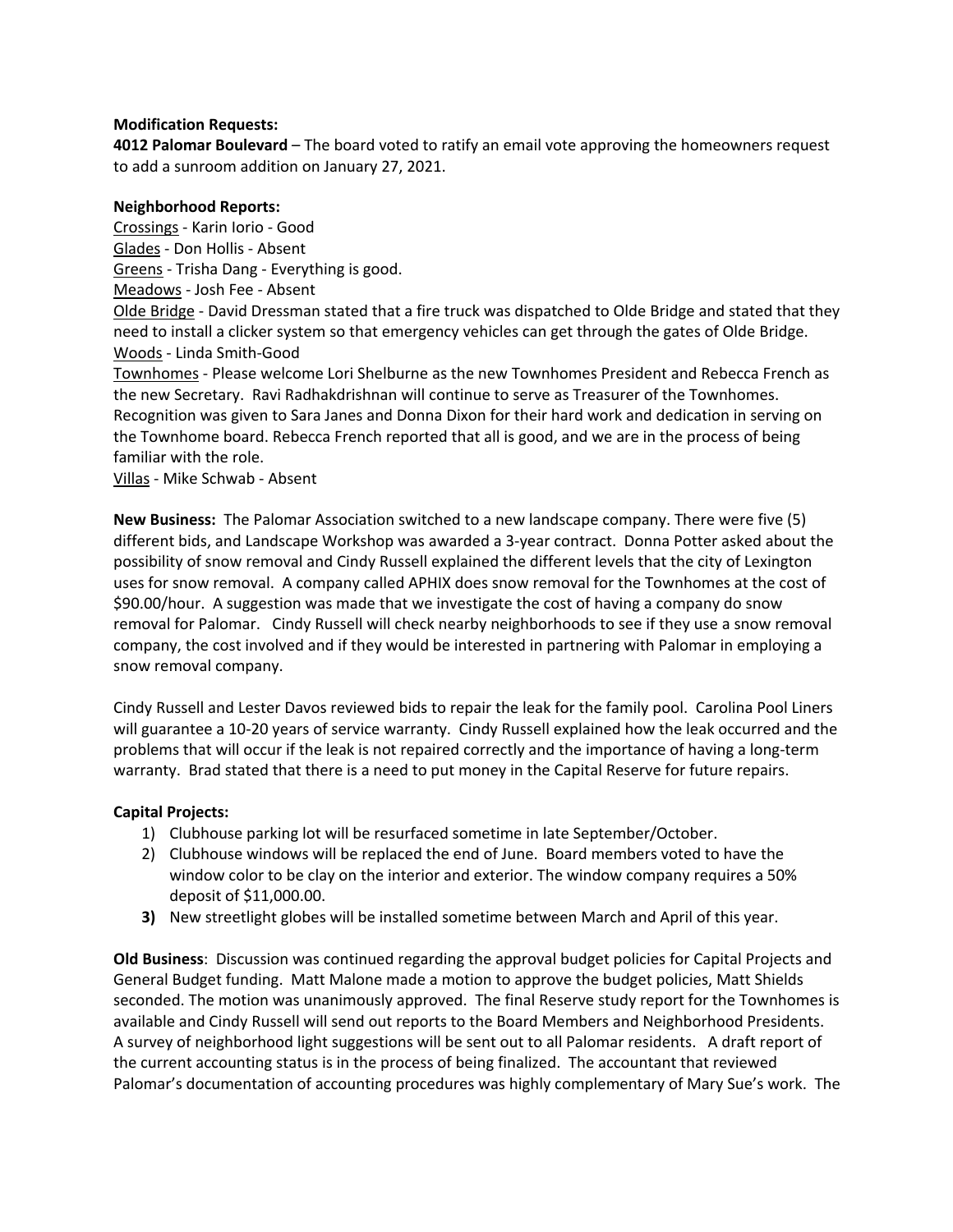**Modification Requests:**
**4012 Palomar Boulevard** – The board voted to ratify an email vote approving the homeowners request to add a sunroom addition on January 27, 2021.

**Neighborhood Reports:**
Crossings - Karin Iorio - Good
Glades - Don Hollis - Absent
Greens - Trisha Dang - Everything is good.
Meadows - Josh Fee - Absent
Olde Bridge - David Dressman stated that a fire truck was dispatched to Olde Bridge and stated that they need to install a clicker system so that emergency vehicles can get through the gates of Olde Bridge.
Woods - Linda Smith-Good
Townhomes - Please welcome Lori Shelburne as the new Townhomes President and Rebecca French as the new Secretary. Ravi Radhakdrishnan will continue to serve as Treasurer of the Townhomes. Recognition was given to Sara Janes and Donna Dixon for their hard work and dedication in serving on the Townhome board. Rebecca French reported that all is good, and we are in the process of being familiar with the role.
Villas - Mike Schwab - Absent

**New Business:** The Palomar Association switched to a new landscape company. There were five (5) different bids, and Landscape Workshop was awarded a 3-year contract. Donna Potter asked about the possibility of snow removal and Cindy Russell explained the different levels that the city of Lexington uses for snow removal. A company called APHIX does snow removal for the Townhomes at the cost of $90.00/hour. A suggestion was made that we investigate the cost of having a company do snow removal for Palomar. Cindy Russell will check nearby neighborhoods to see if they use a snow removal company, the cost involved and if they would be interested in partnering with Palomar in employing a snow removal company.

Cindy Russell and Lester Davos reviewed bids to repair the leak for the family pool. Carolina Pool Liners will guarantee a 10-20 years of service warranty. Cindy Russell explained how the leak occurred and the problems that will occur if the leak is not repaired correctly and the importance of having a long-term warranty. Brad stated that there is a need to put money in the Capital Reserve for future repairs.

**Capital Projects:**
1) Clubhouse parking lot will be resurfaced sometime in late September/October.
2) Clubhouse windows will be replaced the end of June. Board members voted to have the window color to be clay on the interior and exterior. The window company requires a 50% deposit of $11,000.00.
3) New streetlight globes will be installed sometime between March and April of this year.

**Old Business**: Discussion was continued regarding the approval budget policies for Capital Projects and General Budget funding. Matt Malone made a motion to approve the budget policies, Matt Shields seconded. The motion was unanimously approved. The final Reserve study report for the Townhomes is available and Cindy Russell will send out reports to the Board Members and Neighborhood Presidents. A survey of neighborhood light suggestions will be sent out to all Palomar residents. A draft report of the current accounting status is in the process of being finalized. The accountant that reviewed Palomar's documentation of accounting procedures was highly complementary of Mary Sue's work. The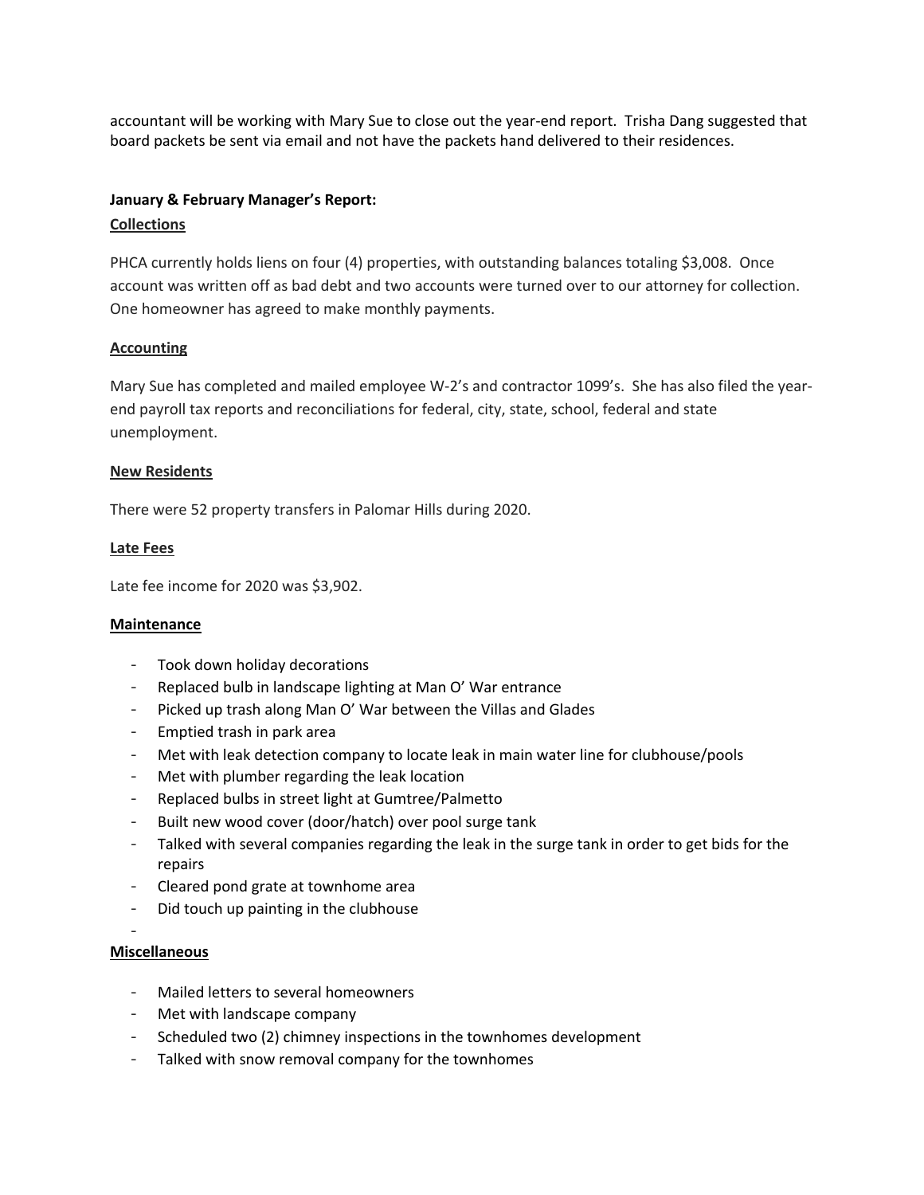accountant will be working with Mary Sue to close out the year-end report. Trisha Dang suggested that board packets be sent via email and not have the packets hand delivered to their residences.

**January & February Manager's Report:**

**Collections**

PHCA currently holds liens on four (4) properties, with outstanding balances totaling $3,008. Once account was written off as bad debt and two accounts were turned over to our attorney for collection. One homeowner has agreed to make monthly payments.

**Accounting**

Mary Sue has completed and mailed employee W-2's and contractor 1099's. She has also filed the year-end payroll tax reports and reconciliations for federal, city, state, school, federal and state unemployment.

**New Residents**

There were 52 property transfers in Palomar Hills during 2020.

**Late Fees**

Late fee income for 2020 was $3,902.

**Maintenance**

- Took down holiday decorations
- Replaced bulb in landscape lighting at Man O' War entrance
- Picked up trash along Man O' War between the Villas and Glades
- Emptied trash in park area
- Met with leak detection company to locate leak in main water line for clubhouse/pools
- Met with plumber regarding the leak location
- Replaced bulbs in street light at Gumtree/Palmetto
- Built new wood cover (door/hatch) over pool surge tank
- Talked with several companies regarding the leak in the surge tank in order to get bids for the repairs
- Cleared pond grate at townhome area
- Did touch up painting in the clubhouse
-

**Miscellaneous**

- Mailed letters to several homeowners
- Met with landscape company
- Scheduled two (2) chimney inspections in the townhomes development
- Talked with snow removal company for the townhomes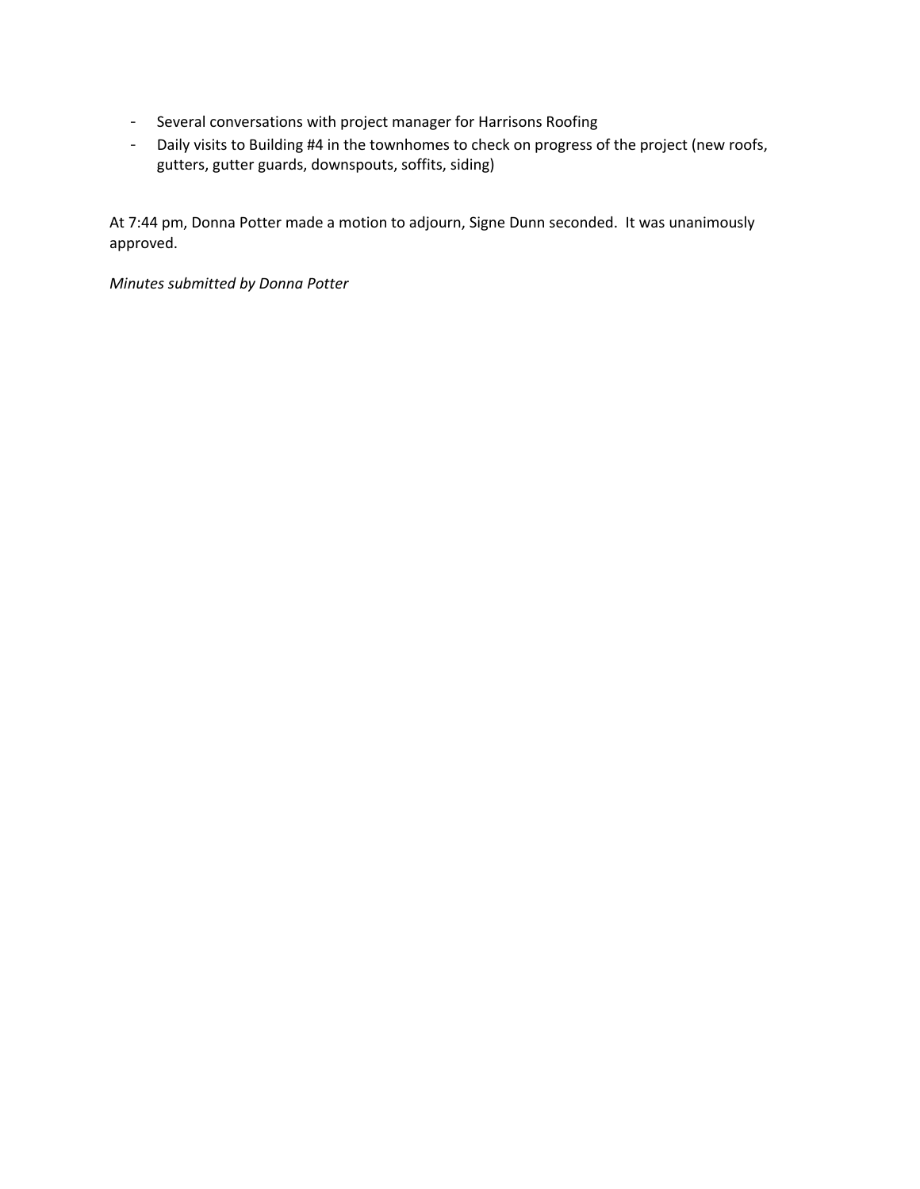- Several conversations with project manager for Harrisons Roofing
- Daily visits to Building #4 in the townhomes to check on progress of the project (new roofs, gutters, gutter guards, downspouts, soffits, siding)

At 7:44 pm, Donna Potter made a motion to adjourn, Signe Dunn seconded. It was unanimously approved.

*Minutes submitted by Donna Potter*